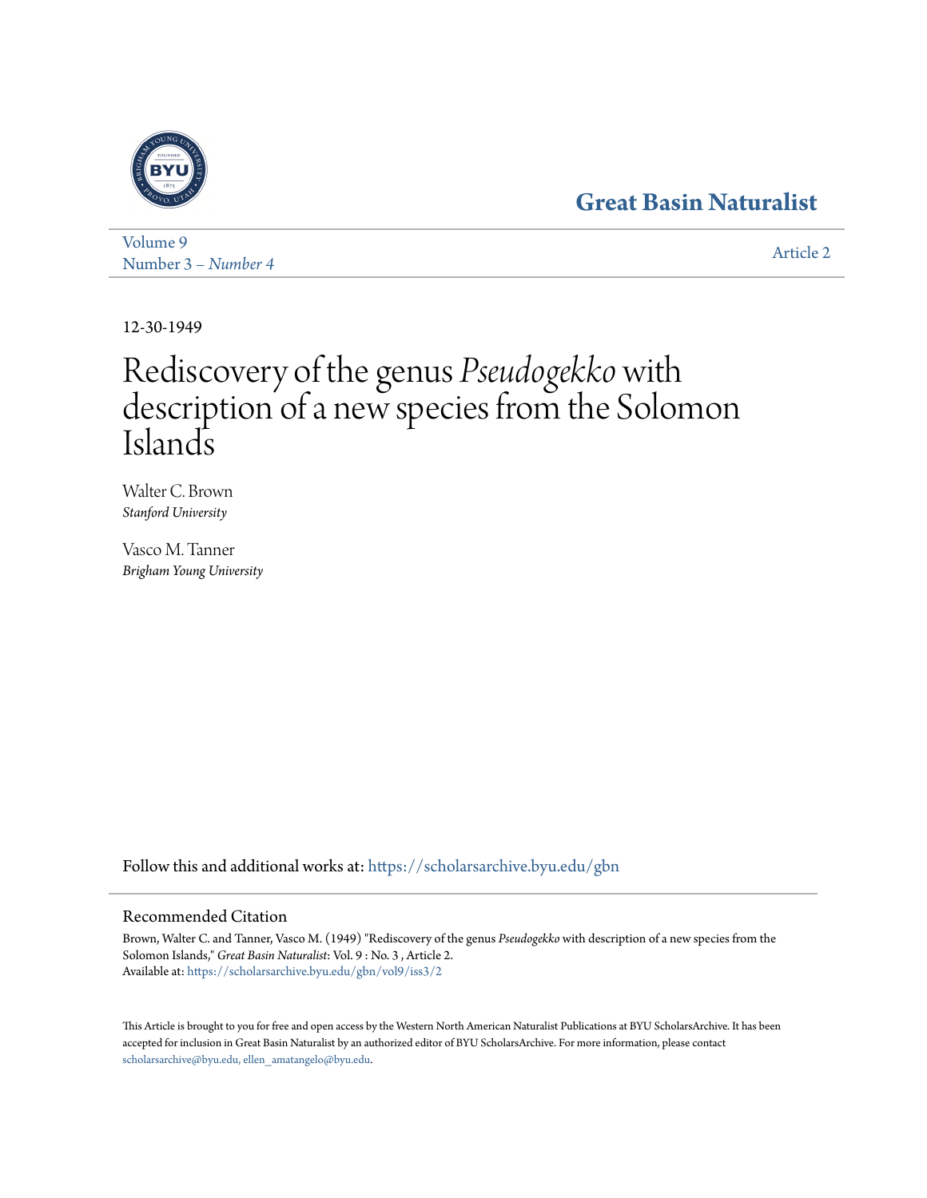Great Basin Naturalist

Volume 9
Number 3 – *Number 4*

Article 2

12-30-1949

# Rediscovery of the genus *Pseudogekko* with description of a new species from the Solomon Islands

Walter C. Brown
*Stanford University*

Vasco M. Tanner
*Brigham Young University*

Follow this and additional works at: https://scholarsarchive.byu.edu/gbn

## Recommended Citation

Brown, Walter C. and Tanner, Vasco M. (1949) "Rediscovery of the genus *Pseudogekko* with description of a new species from the Solomon Islands," *Great Basin Naturalist*: Vol. 9 : No. 3 , Article 2.
Available at: https://scholarsarchive.byu.edu/gbn/vol9/iss3/2

This Article is brought to you for free and open access by the Western North American Naturalist Publications at BYU ScholarsArchive. It has been accepted for inclusion in Great Basin Naturalist by an authorized editor of BYU ScholarsArchive. For more information, please contact scholarsarchive@byu.edu, ellen_amatangelo@byu.edu.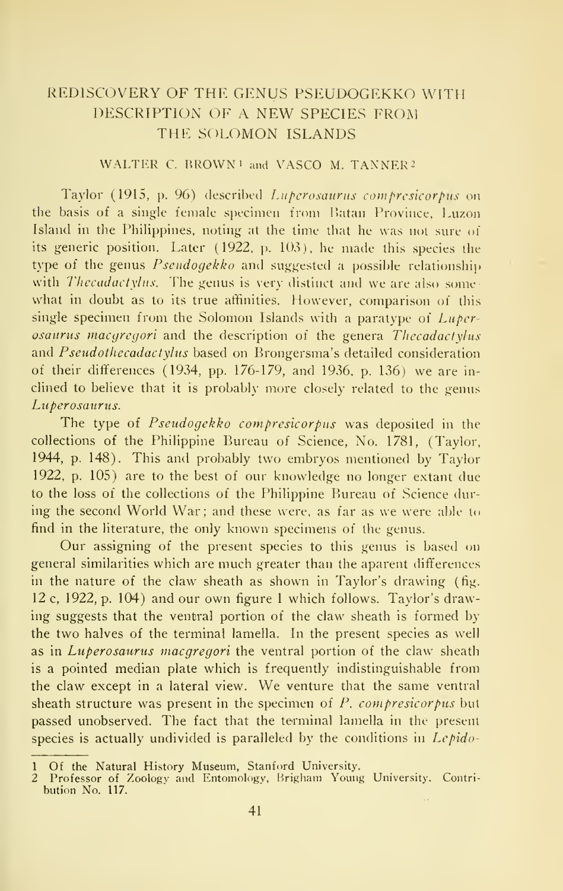# REDISCOVERY OF THE GENUS PSEUDOGEKKO WITH DESCRIPTION OF A NEW SPECIES FROM THE SOLOMON ISLANDS

WALTER C. BROWN[1] and VASCO M. TANNER[2]

Taylor (1915, p. 96) described *Luperosaurus compresicorpus* on the basis of a single female specimen from Batan Province, Luzon Island in the Philippines, noting at the time that he was not sure of its generic position. Later (1922, p. 103), he made this species the type of the genus *Pseudogekko* and suggested a possible relationship with *Thecadactylus*. The genus is very distinct and we are also somewhat in doubt as to its true affinities. However, comparison of this single specimen from the Solomon Islands with a paratype of *Luperosaurus macgregori* and the description of the genera *Thecadactylus* and *Pseudothecadactylus* based on Brongersma's detailed consideration of their differences (1934, pp. 176-179, and 1936, p. 136) we are inclined to believe that it is probably more closely related to the genus *Luperosaurus*.

The type of *Pseudogekko compresicorpus* was deposited in the collections of the Philippine Bureau of Science, No. 1781, (Taylor, 1944, p. 148). This and probably two embryos mentioned by Taylor 1922, p. 105) are to the best of our knowledge no longer extant due to the loss of the collections of the Philippine Bureau of Science during the second World War; and these were, as far as we were able to find in the literature, the only known specimens of the genus.

Our assigning of the present species to this genus is based on general similarities which are much greater than the aparent differences in the nature of the claw sheath as shown in Taylor's drawing (fig. 12 c, 1922, p. 104) and our own figure 1 which follows. Taylor's drawing suggests that the ventral portion of the claw sheath is formed by the two halves of the terminal lamella. In the present species as well as in *Luperosaurus macgregori* the ventral portion of the claw sheath is a pointed median plate which is frequently indistinguishable from the claw except in a lateral view. We venture that the same ventral sheath structure was present in the specimen of *P. compresicorpus* but passed unobserved. The fact that the terminal lamella in the present species is actually undivided is paralleled by the conditions in *Lepido-*

---

1 Of the Natural History Museum, Stanford University.

2 Professor of Zoology and Entomology, Brigham Young University. Contribution No. 117.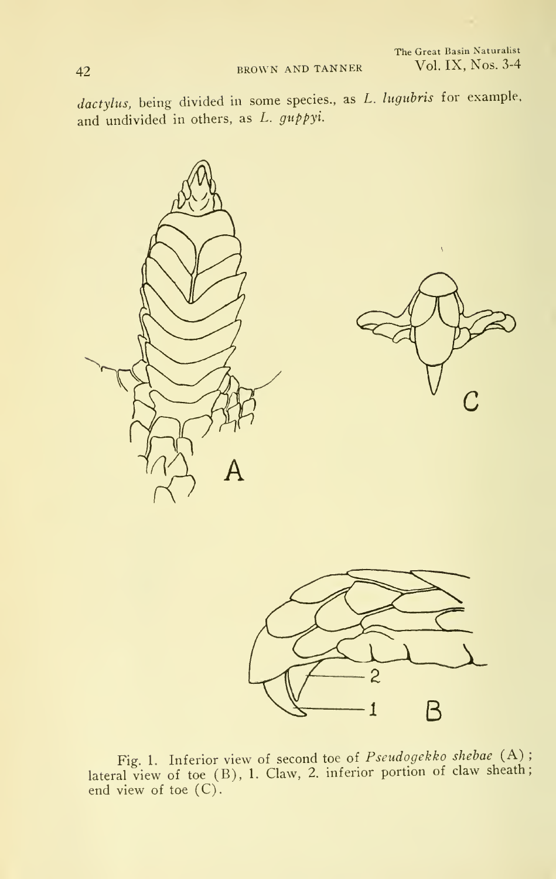*dactylus*, being divided in some species., as *L. lugubris* for example, and undivided in others, as *L. guppyi*.

Fig. 1. Inferior view of second toe of *Pseudogekko shebae* (A); lateral view of toe (B), 1. Claw, 2. inferior portion of claw sheath; end view of toe (C).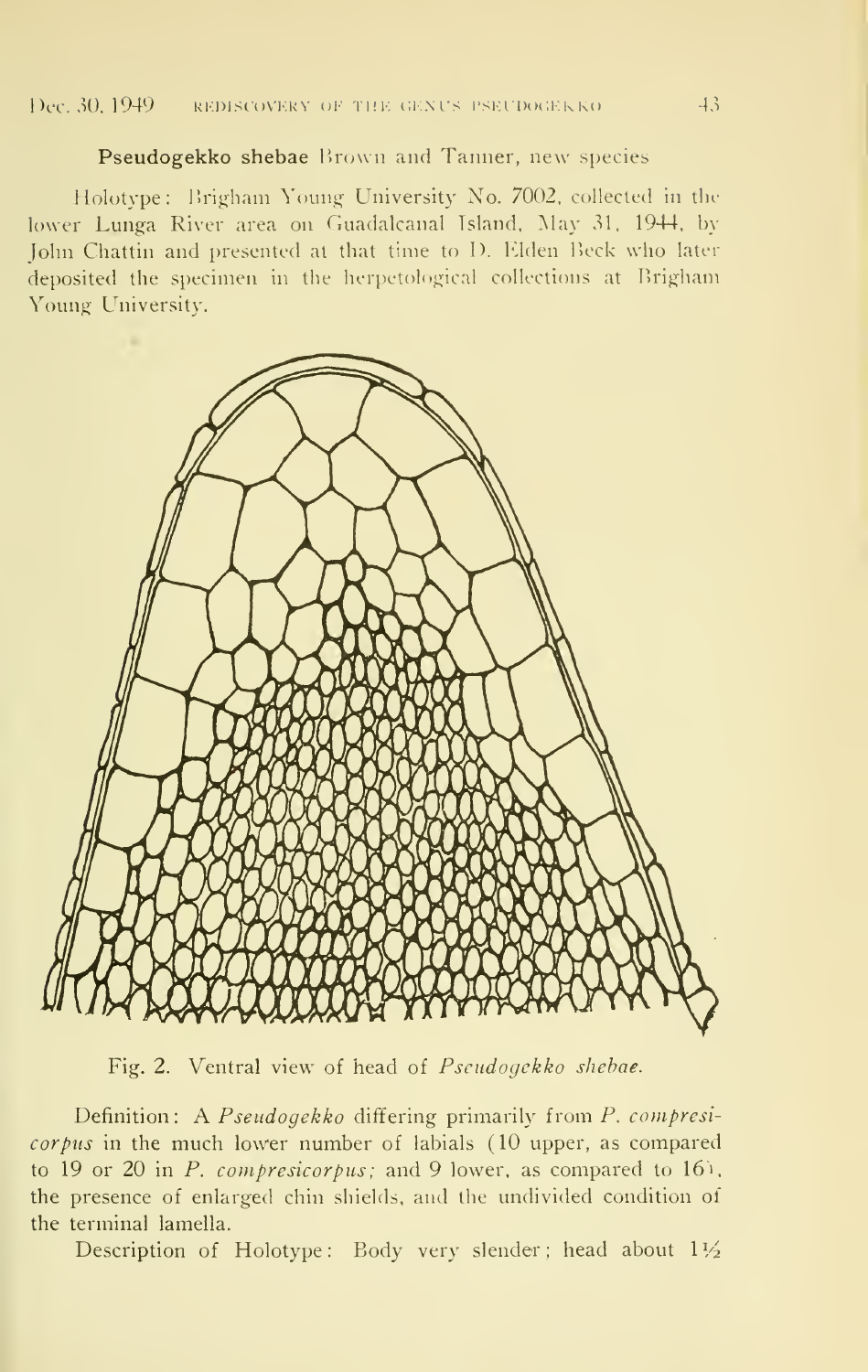**Pseudogekko shebae** Brown and Tanner, new species

Holotype: Brigham Young University No. 7002, collected in the lower Lunga River area on Guadalcanal Island, May 31, 1944, by John Chattin and presented at that time to D. Elden Beck who later deposited the specimen in the herpetological collections at Brigham Young University.

Fig. 2. Ventral view of head of *Pseudogekko shebae.*

Definition: A *Pseudogekko* differing primarily from *P. compresicorpus* in the much lower number of labials (10 upper, as compared to 19 or 20 in *P. compresicorpus;* and 9 lower, as compared to 16), the presence of enlarged chin shields, and the undivided condition of the terminal lamella.

Description of Holotype: Body very slender; head about 1½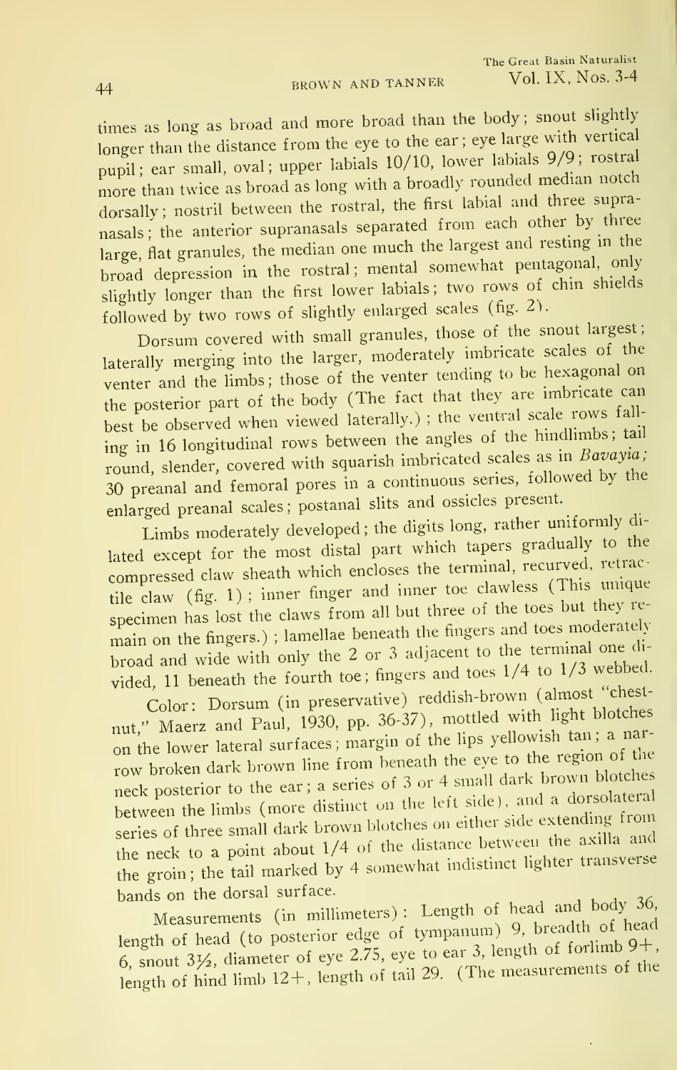times as long as broad and more broad than the body; snout slightly longer than the distance from the eye to the ear; eye large with vertical pupil; ear small, oval; upper labials 10/10, lower labials 9/9; rostral more than twice as broad as long with a broadly rounded median notch dorsally; nostril between the rostral, the first labial and three supranasals; the anterior supranasals separated from each other by three large, flat granules, the median one much the largest and resting in the broad depression in the rostral; mental somewhat pentagonal, only slightly longer than the first lower labials; two rows of chin shields followed by two rows of slightly enlarged scales (fig. 2).

Dorsum covered with small granules, those of the snout largest; laterally merging into the larger, moderately imbricate scales of the venter and the limbs; those of the venter tending to be hexagonal on the posterior part of the body (The fact that they are imbricate can best be observed when viewed laterally.); the ventral scale rows falling in 16 longitudinal rows between the angles of the hindlimbs; tail round, slender, covered with squarish imbricated scales as in *Bavayia*; 30 preanal and femoral pores in a continuous series, followed by the enlarged preanal scales; postanal slits and ossicles present.

Limbs moderately developed; the digits long, rather uniformly dilated except for the most distal part which tapers gradually to the compressed claw sheath which encloses the terminal, recurved, retractile claw (fig. 1); inner finger and inner toe clawless (This unique specimen has lost the claws from all but three of the toes but they remain on the fingers.); lamellae beneath the fingers and toes moderately broad and wide with only the 2 or 3 adjacent to the terminal one divided, 11 beneath the fourth toe; fingers and toes 1/4 to 1/3 webbed.

Color: Dorsum (in preservative) reddish-brown (almost "chestnut," Maerz and Paul, 1930, pp. 36-37), mottled with light blotches on the lower lateral surfaces; margin of the lips yellowish tan; a narrow broken dark brown line from beneath the eye to the region of the neck posterior to the ear; a series of 3 or 4 small dark brown blotches between the limbs (more distinct on the left side), and a dorsolateral series of three small dark brown blotches on either side extending from the neck to a point about 1/4 of the distance between the axilla and the groin; the tail marked by 4 somewhat indistinct lighter transverse bands on the dorsal surface.

Measurements (in millimeters): Length of head and body 36, length of head (to posterior edge of tympanum) 9, breadth of head 6, snout 3½, diameter of eye 2.75, eye to ear 3, length of forlimb 9+, length of hind limb 12+, length of tail 29. (The measurements of the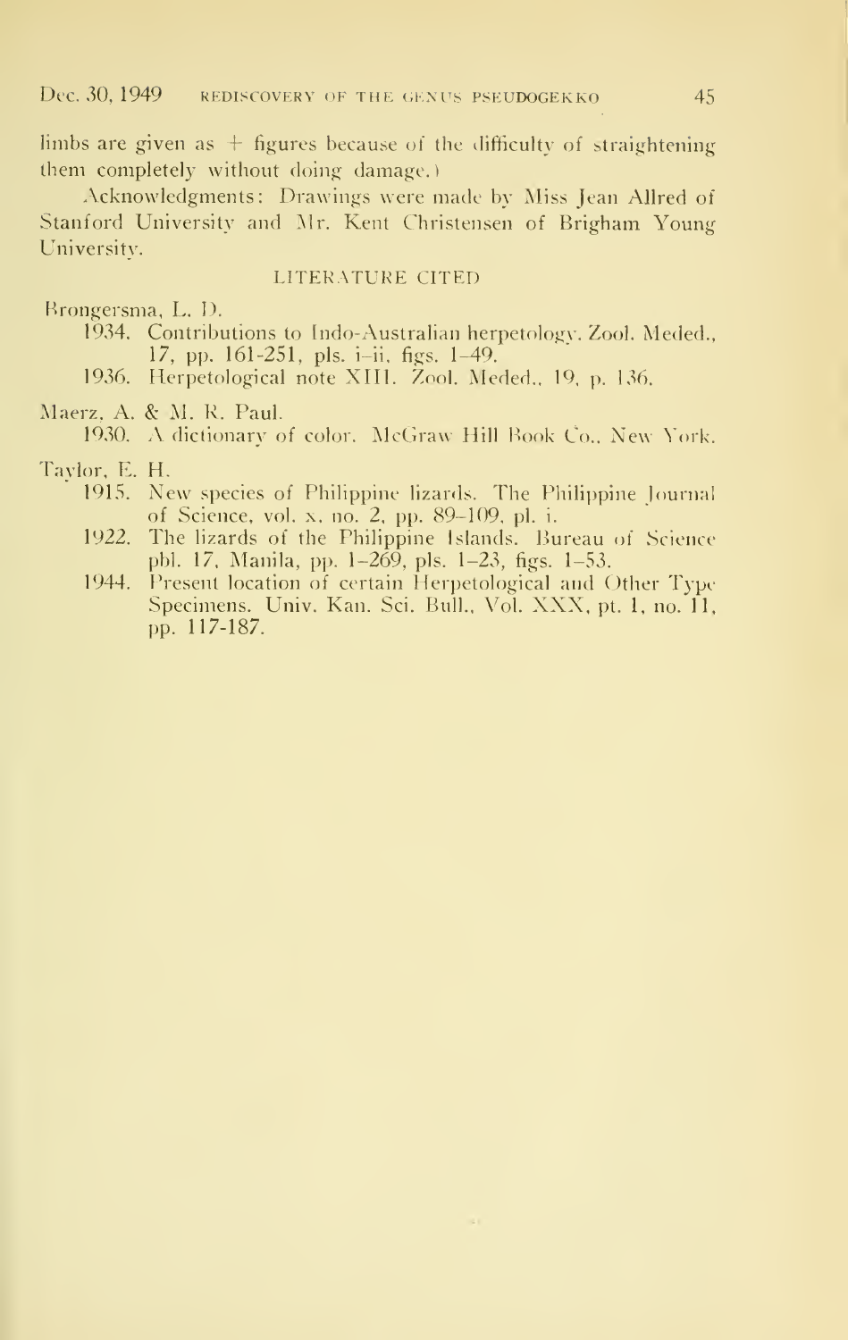limbs are given as + figures because of the difficulty of straightening them completely without doing damage.)

Acknowledgments: Drawings were made by Miss Jean Allred of Stanford University and Mr. Kent Christensen of Brigham Young University.

## LITERATURE CITED

Brongersma, L. D.

1934. Contributions to Indo-Australian herpetology. Zool. Meded., 17, pp. 161-251, pls. i–ii, figs. 1–49.

1936. Herpetological note XIII. Zool. Meded., 19, p. 136.

Maerz, A. & M. R. Paul.

1930. A dictionary of color. McGraw Hill Book Co., New York.

Taylor, E. H.

1915. New species of Philippine lizards. The Philippine Journal of Science, vol. x, no. 2, pp. 89–109, pl. i.

1922. The lizards of the Philippine Islands. Bureau of Science pbl. 17, Manila, pp. 1–269, pls. 1–23, figs. 1–53.

1944. Present location of certain Herpetological and Other Type Specimens. Univ. Kan. Sci. Bull., Vol. XXX, pt. 1, no. 11, pp. 117-187.